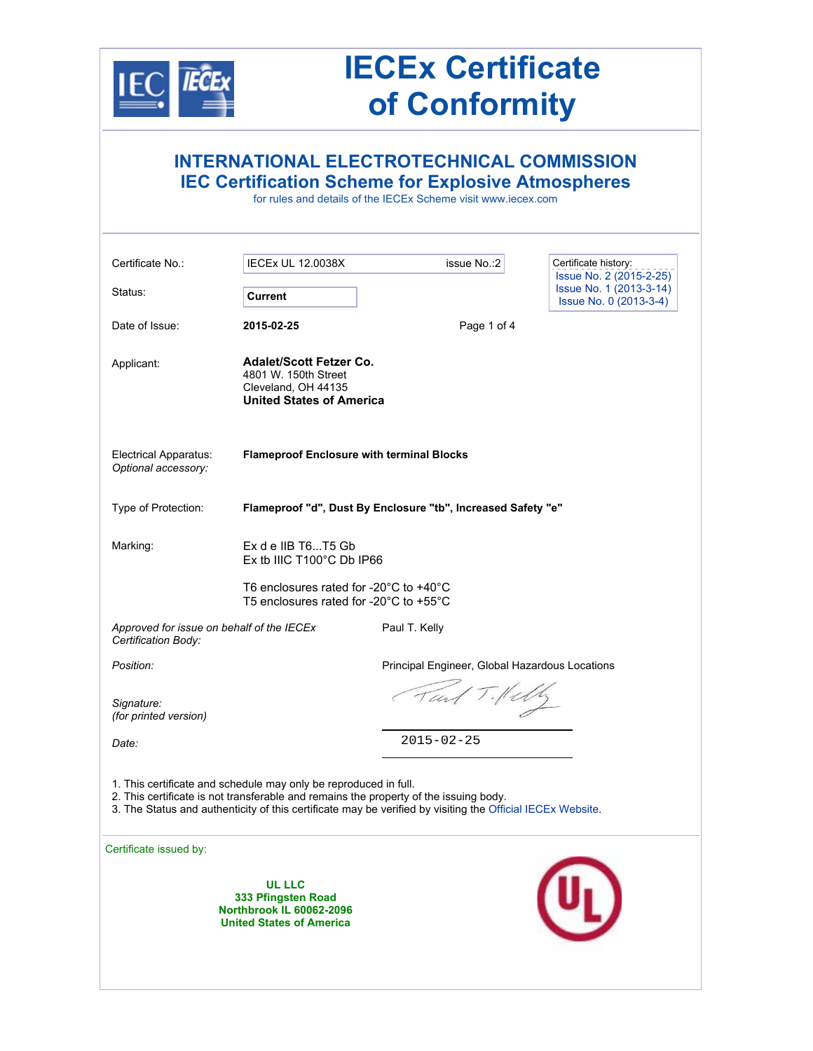# IECEx Certificate of Conformity

## INTERNATIONAL ELECTROTECHNICAL COMMISSION
## IEC Certification Scheme for Explosive Atmospheres

for rules and details of the IECEx Scheme visit www.iecex.com

| | | |
|---|---|---|
| Certificate No.: | IECEx UL 12.0038X | issue No.:2 |
| Status: | **Current** | |
| Date of Issue: | **2015-02-25** | |

Certificate history:
- Issue No. 2 (2015-2-25)
- Issue No. 1 (2013-3-14)
- Issue No. 0 (2013-3-4)

Applicant: **Adalet/Scott Fetzer Co.**
4801 W. 150th Street
Cleveland, OH 44135
**United States of America**

Electrical Apparatus: **Flameproof Enclosure with terminal Blocks**
*Optional accessory:*

Type of Protection: **Flameproof "d", Dust By Enclosure "tb", Increased Safety "e"**

Marking:
Ex d e IIB T6...T5 Gb
Ex tb IIIC T100°C Db IP66

T6 enclosures rated for -20°C to +40°C
T5 enclosures rated for -20°C to +55°C

*Approved for issue on behalf of the IECEx Certification Body:* Paul T. Kelly

*Position:* Principal Engineer, Global Hazardous Locations

*Signature:*
*(for printed version)*

*Date:* 2015-02-25

1. This certificate and schedule may only be reproduced in full.
2. This certificate is not transferable and remains the property of the issuing body.
3. The Status and authenticity of this certificate may be verified by visiting the Official IECEx Website.

Certificate issued by:

**UL LLC**
**333 Pfingsten Road**
**Northbrook IL 60062-2096**
**United States of America**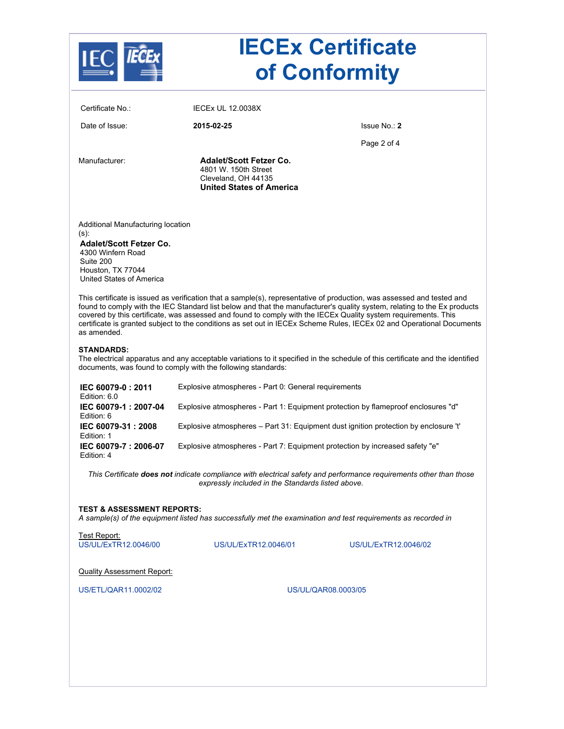# IECEx Certificate of Conformity

Certificate No.: IECEx UL 12.0038X

Date of Issue: **2015-02-25**

Issue No.: **2**

Manufacturer: **Adalet/Scott Fetzer Co.**
4801 W. 150th Street
Cleveland, OH 44135
**United States of America**

Additional Manufacturing location (s):

**Adalet/Scott Fetzer Co.**
4300 Winfern Road
Suite 200
Houston, TX 77044
United States of America

This certificate is issued as verification that a sample(s), representative of production, was assessed and tested and found to comply with the IEC Standard list below and that the manufacturer's quality system, relating to the Ex products covered by this certificate, was assessed and found to comply with the IECEx Quality system requirements. This certificate is granted subject to the conditions as set out in IECEx Scheme Rules, IECEx 02 and Operational Documents as amended.

**STANDARDS:**

The electrical apparatus and any acceptable variations to it specified in the schedule of this certificate and the identified documents, was found to comply with the following standards:

| | |
|---|---|
| **IEC 60079-0 : 2011** Edition: 6.0 | Explosive atmospheres - Part 0: General requirements |
| **IEC 60079-1 : 2007-04** Edition: 6 | Explosive atmospheres - Part 1: Equipment protection by flameproof enclosures "d" |
| **IEC 60079-31 : 2008** Edition: 1 | Explosive atmospheres – Part 31: Equipment dust ignition protection by enclosure 't' |
| **IEC 60079-7 : 2006-07** Edition: 4 | Explosive atmospheres - Part 7: Equipment protection by increased safety "e" |

*This Certificate* ***does not*** *indicate compliance with electrical safety and performance requirements other than those expressly included in the Standards listed above.*

**TEST & ASSESSMENT REPORTS:**

*A sample(s) of the equipment listed has successfully met the examination and test requirements as recorded in*

Test Report:

US/UL/ExTR12.0046/00 US/UL/ExTR12.0046/01 US/UL/ExTR12.0046/02

Quality Assessment Report:

US/ETL/QAR11.0002/02 US/UL/QAR08.0003/05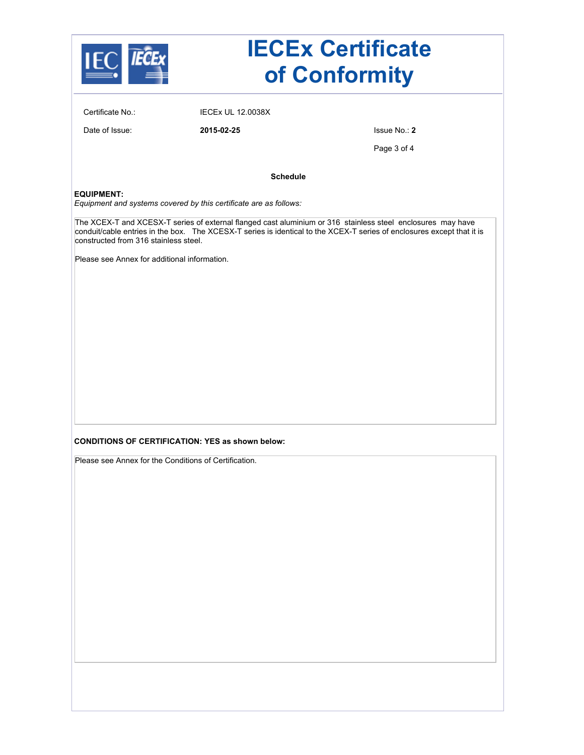# IECEx Certificate of Conformity

| | | |
|---|---|---|
| Certificate No.: | IECEx UL 12.0038X | |
| Date of Issue: | **2015-02-25** | Issue No.: **2** |

**Schedule**

**EQUIPMENT:**
*Equipment and systems covered by this certificate are as follows:*

The XCEX-T and XCESX-T series of external flanged cast aluminium or 316 stainless steel enclosures may have conduit/cable entries in the box. The XCESX-T series is identical to the XCEX-T series of enclosures except that it is constructed from 316 stainless steel.

Please see Annex for additional information.

**CONDITIONS OF CERTIFICATION: YES as shown below:**

Please see Annex for the Conditions of Certification.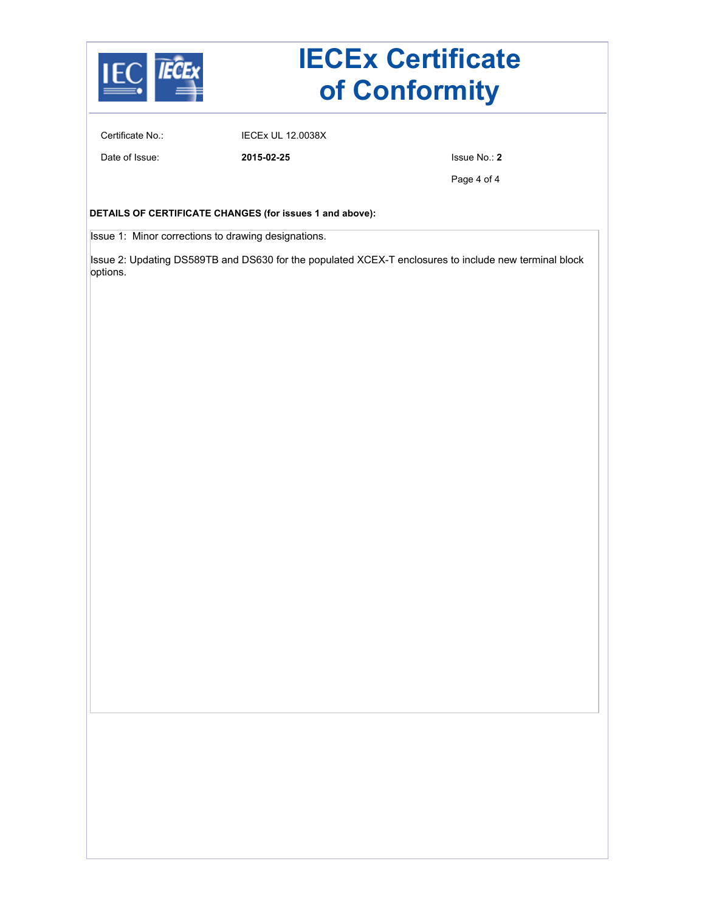# IECEx Certificate of Conformity

Certificate No.: IECEx UL 12.0038X

Date of Issue: **2015-02-25**

Issue No.: **2**

**DETAILS OF CERTIFICATE CHANGES (for issues 1 and above):**

Issue 1: Minor corrections to drawing designations.

Issue 2: Updating DS589TB and DS630 for the populated XCEX-T enclosures to include new terminal block options.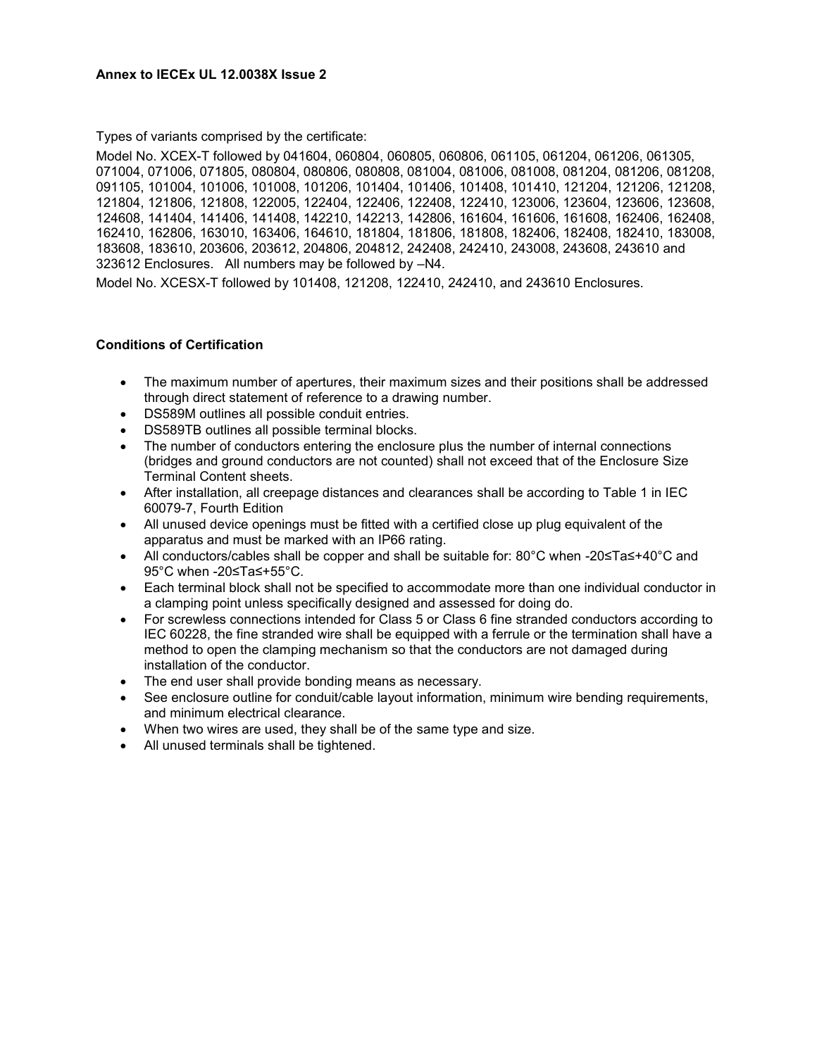**Annex to IECEx UL 12.0038X Issue 2**

Types of variants comprised by the certificate:

Model No. XCEX-T followed by 041604, 060804, 060805, 060806, 061105, 061204, 061206, 061305, 071004, 071006, 071805, 080804, 080806, 080808, 081004, 081006, 081008, 081204, 081206, 081208, 091105, 101004, 101006, 101008, 101206, 101404, 101406, 101408, 101410, 121204, 121206, 121208, 121804, 121806, 121808, 122005, 122404, 122406, 122408, 122410, 123006, 123604, 123606, 123608, 124608, 141404, 141406, 141408, 142210, 142213, 142806, 161604, 161606, 161608, 162406, 162408, 162410, 162806, 163010, 163406, 164610, 181804, 181806, 181808, 182406, 182408, 182410, 183008, 183608, 183610, 203606, 203612, 204806, 204812, 242408, 242410, 243008, 243608, 243610 and 323612 Enclosures. All numbers may be followed by –N4.

Model No. XCESX-T followed by 101408, 121208, 122410, 242410, and 243610 Enclosures.

**Conditions of Certification**

- The maximum number of apertures, their maximum sizes and their positions shall be addressed through direct statement of reference to a drawing number.
- DS589M outlines all possible conduit entries.
- DS589TB outlines all possible terminal blocks.
- The number of conductors entering the enclosure plus the number of internal connections (bridges and ground conductors are not counted) shall not exceed that of the Enclosure Size Terminal Content sheets.
- After installation, all creepage distances and clearances shall be according to Table 1 in IEC 60079-7, Fourth Edition
- All unused device openings must be fitted with a certified close up plug equivalent of the apparatus and must be marked with an IP66 rating.
- All conductors/cables shall be copper and shall be suitable for: 80°C when -20≤Ta≤+40°C and 95°C when -20≤Ta≤+55°C.
- Each terminal block shall not be specified to accommodate more than one individual conductor in a clamping point unless specifically designed and assessed for doing do.
- For screwless connections intended for Class 5 or Class 6 fine stranded conductors according to IEC 60228, the fine stranded wire shall be equipped with a ferrule or the termination shall have a method to open the clamping mechanism so that the conductors are not damaged during installation of the conductor.
- The end user shall provide bonding means as necessary.
- See enclosure outline for conduit/cable layout information, minimum wire bending requirements, and minimum electrical clearance.
- When two wires are used, they shall be of the same type and size.
- All unused terminals shall be tightened.